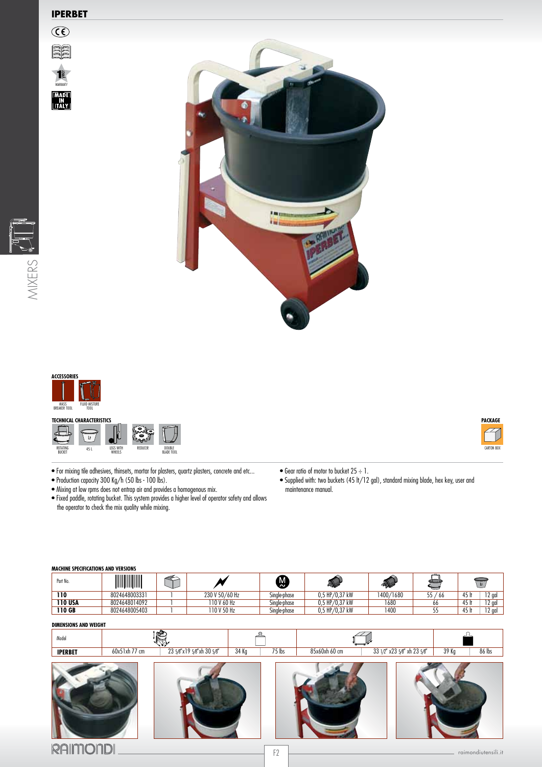# IPERBET

MADE IN ITALY

1 YEAR WARRANTY

**ACCESSORIES**

MASS BREAKER TOOL · FLUID MISTURE TOOL

**TECHNICAL CHARACTERISTICS**

ROTATING BUCKET · 45 L · LEGS WITH WHEELS · REDUCER · DOUBLE BLADE TOOL

**PACKAGE**

CARTON BOX

- For mixing tile adhesives, thinsets, mortar for plasters, quartz plasters, concrete and etc...
- Production capacity 300 Kg/h (50 lbs - 100 lbs).
- Mixing at low rpms does not entrap air and provides a homogenous mix.
- Fixed paddle, rotating bucket. This system provides a higher level of operator safety and allows the operator to check the mix quality while mixing.
- Gear ratio of motor to bucket 25 ÷ 1.
- Supplied with: two buckets (45 lt/12 gal), standard mixing blade, hex key, user and maintenance manual.

**MACHINE SPECIFICATIONS AND VERSIONS**

| Part No. | | | | | | | | | |
|---|---|---|---|---|---|---|---|---|---|
| 110 | 8024648003331 | 1 | 230 V 50/60 Hz | Single-phase | 0,5 HP/0,37 kW | 1400/1680 | 55 / 66 | 45 lt | 12 gal |
| 110 USA | 8024648014092 | 1 | 110 V 60 Hz | Single-phase | 0,5 HP/0,37 kW | 1680 | 66 | 45 lt | 12 gal |
| 110 GB | 8024648005403 | 1 | 110 V 50 Hz | Single-phase | 0,5 HP/0,37 kW | 1400 | 55 | 45 lt | 12 gal |

**DIMENSIONS AND WEIGHT**

| Model | | | | | | | | |
|---|---|---|---|---|---|---|---|---|
| IPERBET | 60x51xh 77 cm | 23 5/8"x19 5/8"xh 30 5/8" | 34 Kg | 75 lbs | 85x60xh 60 cm | 33 1/2" x23 5/8" xh 23 5/8" | 39 Kg | 86 lbs |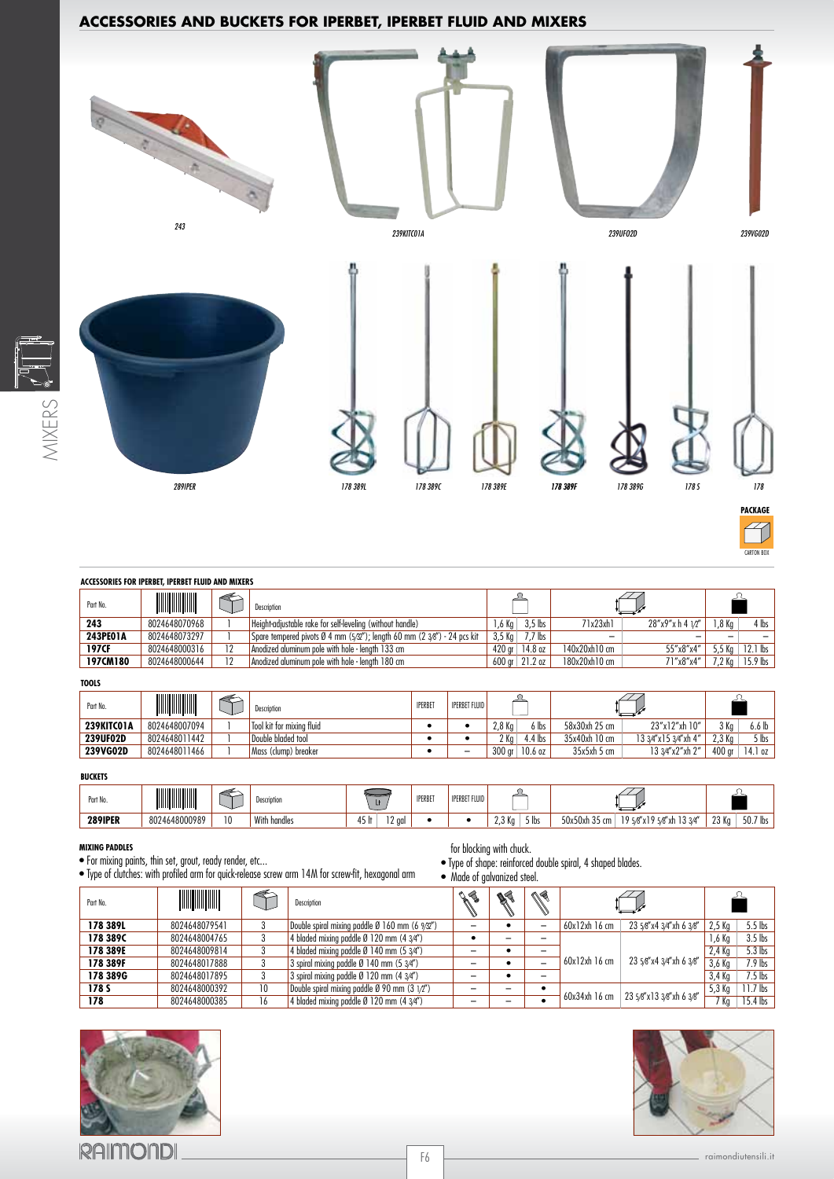# ACCESSORIES AND BUCKETS FOR IPERBET, IPERBET FLUID AND MIXERS

243

239KITC01A

239UF02D

239VG02D

289IPER

178 389L

178 389C

178 389E

178 389F

178 389G

178 S

178

**PACKAGE**

CARTON BOX

### ACCESSORIES FOR IPERBET, IPERBET FLUID AND MIXERS

| Part No. | | | Description | | | | | | |
|---|---|---|---|---|---|---|---|---|---|
| **243** | 8024648070968 | 1 | Height-adjustable rake for self-leveling (without handle) | 1,6 Kg | 3,5 lbs | 71x23xh1 | 28"x9"x h 4 1/2" | 1,8 Kg | 4 lbs |
| **243PE01A** | 8024648073297 | 1 | Spare tempered pivots Ø 4 mm (5/32"); length 60 mm (2 3/8") - 24 pcs kit | 3,5 Kg | 7,7 lbs | – | – | – | – |
| **197CF** | 8024648000316 | 12 | Anodized aluminum pole with hole - length 133 cm | 420 gr | 14.8 oz | 140x20xh10 cm | 55"x8"x4" | 5,5 Kg | 12.1 lbs |
| **197CM180** | 8024648000644 | 12 | Anodized aluminum pole with hole - length 180 cm | 600 gr | 21.2 oz | 180x20xh10 cm | 71"x8"x4" | 7,2 Kg | 15.9 lbs |

### TOOLS

| Part No. | | | Description | IPERBET | IPERBET FLUID | | | | | | |
|---|---|---|---|---|---|---|---|---|---|---|---|
| **239KITC01A** | 8024648007094 | 1 | Tool kit for mixing fluid | • | • | 2,8 Kg | 6 lbs | 58x30xh 25 cm | 23"x12"xh 10" | 3 Kg | 6.6 lb |
| **239UF02D** | 8024648011442 | 1 | Double bladed tool | • | • | 2 Kg | 4.4 lbs | 35x40xh 10 cm | 13 3/4"x15 3/4"xh 4" | 2,3 Kg | 5 lbs |
| **239VG02D** | 8024648011466 | 1 | Mass (clump) breaker | • | – | 300 gr | 10.6 oz | 35x5xh 5 cm | 13 3/4"x2"xh 2" | 400 gr | 14.1 oz |

### BUCKETS

| Part No. | | | Description | Lt | | IPERBET | IPERBET FLUID | | | | | | |
|---|---|---|---|---|---|---|---|---|---|---|---|---|---|
| **289IPER** | 8024648000989 | 10 | With handles | 45 lt | 12 gal | • | • | 2,3 Kg | 5 lbs | 50x50xh 35 cm | 19 5/8"x19 5/8"xh 13 3/4" | 23 Kg | 50.7 lbs |

### MIXING PADDLES

- For mixing paints, thin set, grout, ready render, etc...
- Type of clutches: with profiled arm for quick-release screw arm 14M for screw-fit, hexagonal arm for blocking with chuck.
- Type of shape: reinforced double spiral, 4 shaped blades.
- Made of galvanized steel.

| Part No. | | | Description | | | | | | | |
|---|---|---|---|---|---|---|---|---|---|---|
| **178 389L** | 8024648079541 | 3 | Double spiral mixing paddle Ø 160 mm (6 9/32") | – | • | – | 60x12xh 16 cm | 23 5/8"x4 3/4"xh 6 3/8" | 2,5 Kg | 5.5 lbs |
| **178 389C** | 8024648004765 | 3 | 4 bladed mixing paddle Ø 120 mm (4 3/4") | • | – | – | 60x12xh 16 cm | 23 5/8"x4 3/4"xh 6 3/8" | 1,6 Kg | 3.5 lbs |
| **178 389E** | 8024648009814 | 3 | 4 bladed mixing paddle Ø 140 mm (5 3/4") | – | • | – | 60x12xh 16 cm | 23 5/8"x4 3/4"xh 6 3/8" | 2,4 Kg | 5.3 lbs |
| **178 389F** | 8024648017888 | 3 | 3 spiral mixing paddle Ø 140 mm (5 3/4") | – | • | – | 60x12xh 16 cm | 23 5/8"x4 3/4"xh 6 3/8" | 3,6 Kg | 7.9 lbs |
| **178 389G** | 8024648017895 | 3 | 3 spiral mixing paddle Ø 120 mm (4 3/4") | – | • | – | 60x12xh 16 cm | 23 5/8"x4 3/4"xh 6 3/8" | 3,4 Kg | 7.5 lbs |
| **178 S** | 8024648000392 | 10 | Double spiral mixing paddle Ø 90 mm (3 1/2") | – | – | • | 60x34xh 16 cm | 23 5/8"x13 3/8"xh 6 3/8" | 5,3 Kg | 11.7 lbs |
| **178** | 8024648000385 | 16 | 4 bladed mixing paddle Ø 120 mm (4 3/4") | – | – | • | 60x34xh 16 cm | 23 5/8"x13 3/8"xh 6 3/8" | 7 Kg | 15.4 lbs |